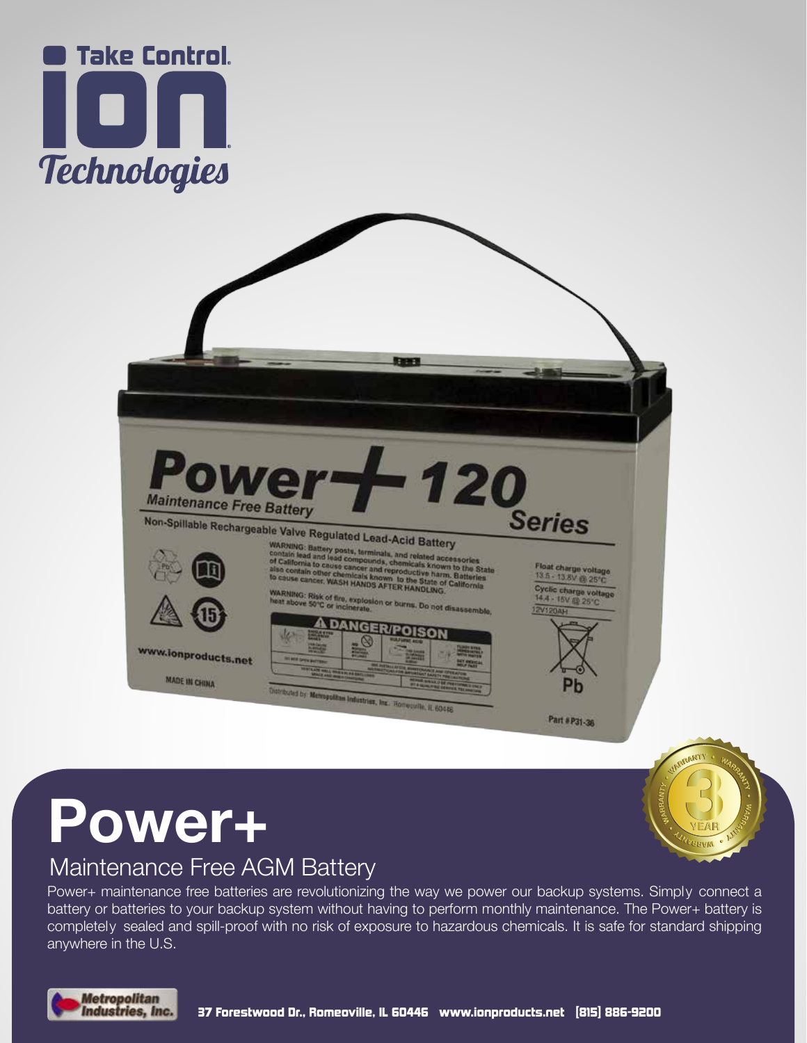Take Control.

ion Technologies

# Power+

## Maintenance Free AGM Battery

Power+ maintenance free batteries are revolutionizing the way we power our backup systems. Simply connect a battery or batteries to your backup system without having to perform monthly maintenance. The Power+ battery is completely sealed and spill-proof with no risk of exposure to hazardous chemicals. It is safe for standard shipping anywhere in the U.S.

3 YEAR WARRANTY

Metropolitan Industries, Inc.

37 Forestwood Dr., Romeoville, IL 60446 www.ionproducts.net (815) 886-9200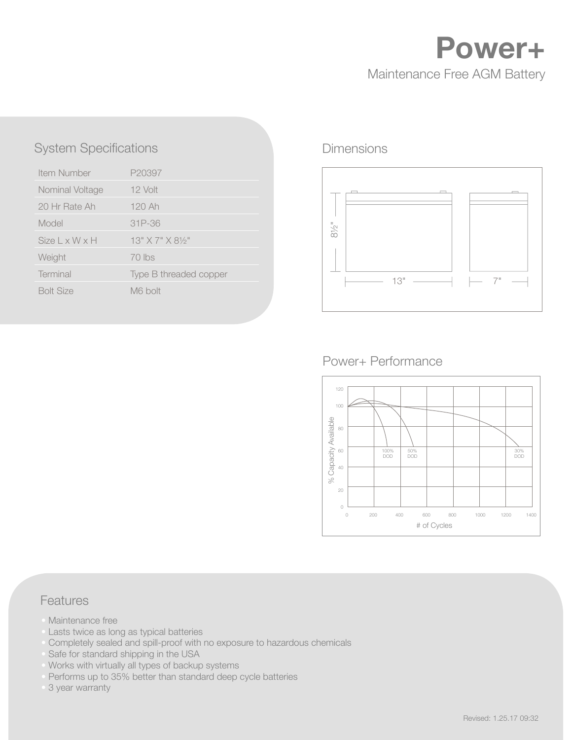# Power+

Maintenance Free AGM Battery

## System Specifications

| | |
|---|---|
| Item Number | P20397 |
| Nominal Voltage | 12 Volt |
| 20 Hr Rate Ah | 120 Ah |
| Model | 31P-36 |
| Size L x W x H | 13" X 7" X 8½" |
| Weight | 70 lbs |
| Terminal | Type B threaded copper |
| Bolt Size | M6 bolt |

## Dimensions

8½"

13"

7"

## Power+ Performance

% Capacity Available

120
100
80
60
40
20
0

0 200 400 600 800 1000 1200 1400

# of Cycles

100% DOD

50% DOD

30% DOD

## Features

- Maintenance free
- Lasts twice as long as typical batteries
- Completely sealed and spill-proof with no exposure to hazardous chemicals
- Safe for standard shipping in the USA
- Works with virtually all types of backup systems
- Performs up to 35% better than standard deep cycle batteries
- 3 year warranty

Revised: 1.25.17 09:32